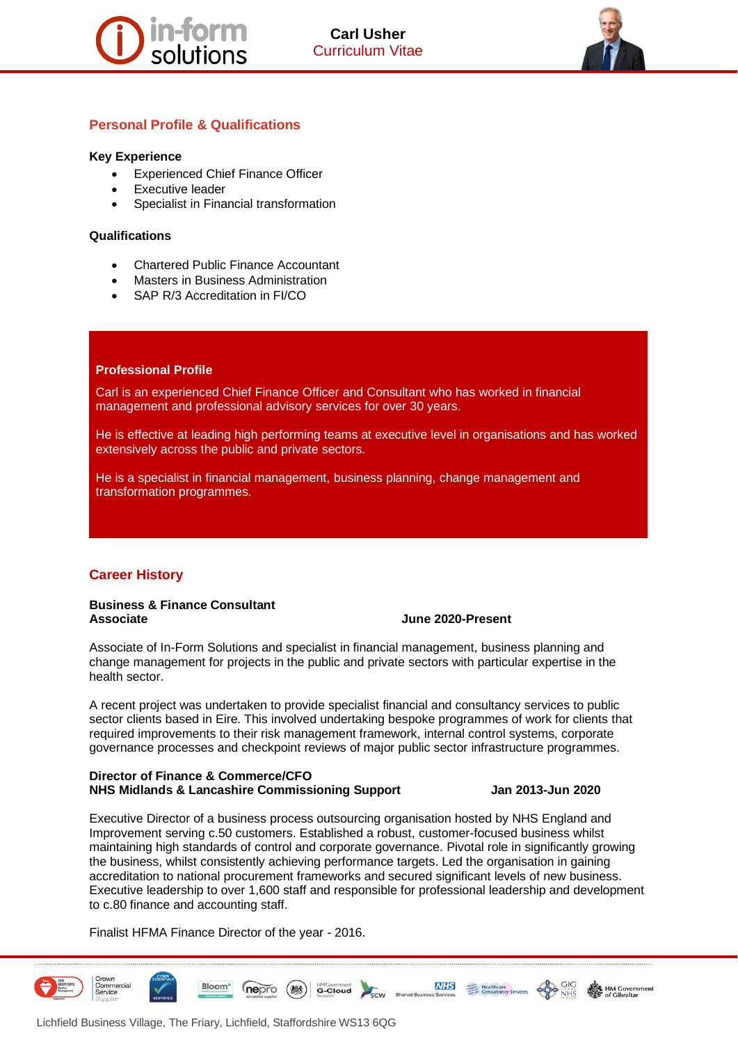# Carl Usher
Curriculum Vitae

## Personal Profile & Qualifications

### Key Experience

- Experienced Chief Finance Officer
- Executive leader
- Specialist in Financial transformation

### Qualifications

- Chartered Public Finance Accountant
- Masters in Business Administration
- SAP R/3 Accreditation in FI/CO

### Professional Profile

Carl is an experienced Chief Finance Officer and Consultant who has worked in financial management and professional advisory services for over 30 years.

He is effective at leading high performing teams at executive level in organisations and has worked extensively across the public and private sectors.

He is a specialist in financial management, business planning, change management and transformation programmes.

## Career History

**Business & Finance Consultant**
**Associate** **June 2020-Present**

Associate of In-Form Solutions and specialist in financial management, business planning and change management for projects in the public and private sectors with particular expertise in the health sector.

A recent project was undertaken to provide specialist financial and consultancy services to public sector clients based in Eire. This involved undertaking bespoke programmes of work for clients that required improvements to their risk management framework, internal control systems, corporate governance processes and checkpoint reviews of major public sector infrastructure programmes.

**Director of Finance & Commerce/CFO**
**NHS Midlands & Lancashire Commissioning Support** **Jan 2013-Jun 2020**

Executive Director of a business process outsourcing organisation hosted by NHS England and Improvement serving c.50 customers. Established a robust, customer-focused business whilst maintaining high standards of control and corporate governance. Pivotal role in significantly growing the business, whilst consistently achieving performance targets. Led the organisation in gaining accreditation to national procurement frameworks and secured significant levels of new business. Executive leadership to over 1,600 staff and responsible for professional leadership and development to c.80 finance and accounting staff.

Finalist HFMA Finance Director of the year - 2016.

Lichfield Business Village, The Friary, Lichfield, Staffordshire WS13 6QG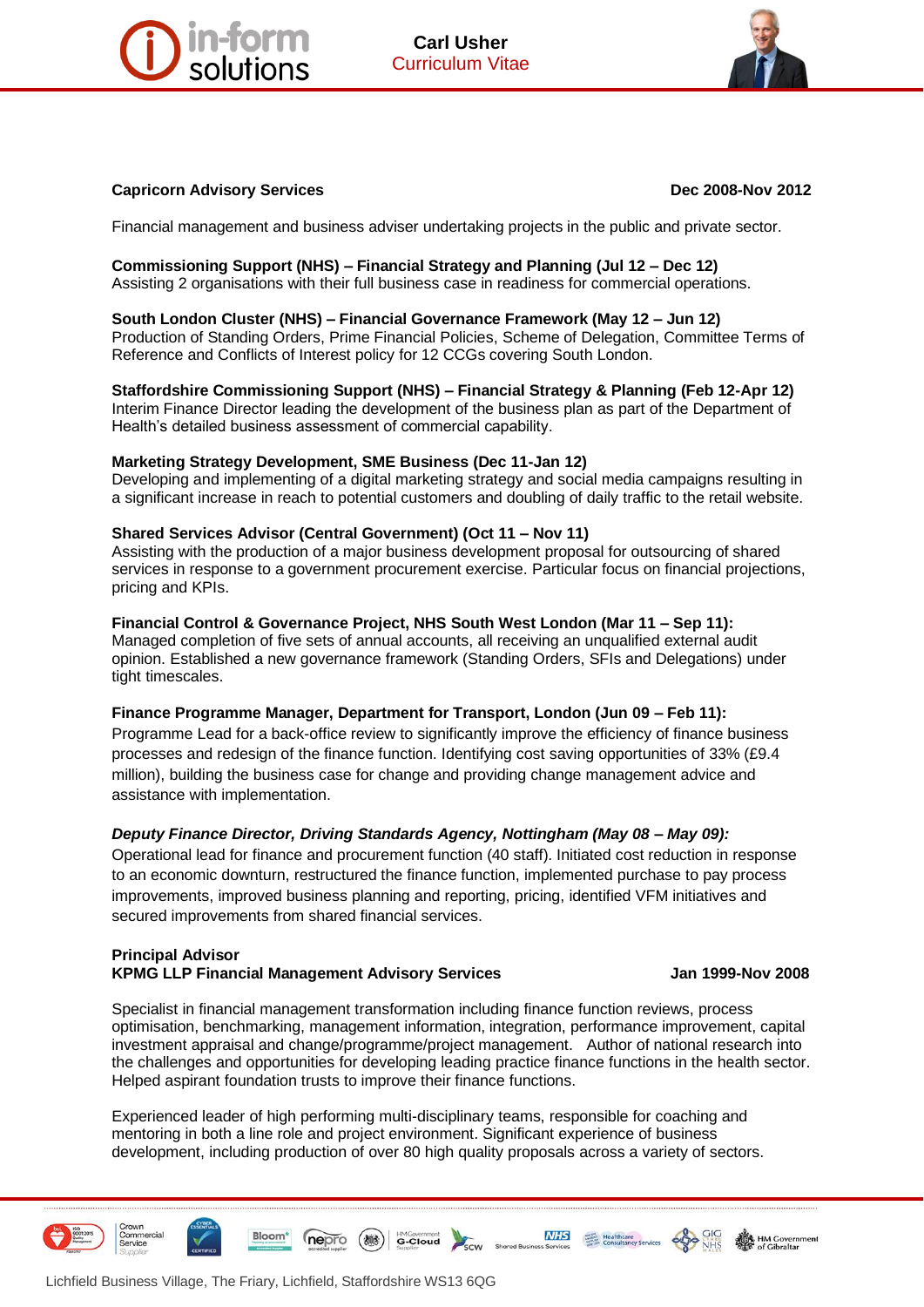**Capricorn Advisory Services** **Dec 2008-Nov 2012**

Financial management and business adviser undertaking projects in the public and private sector.

**Commissioning Support (NHS) – Financial Strategy and Planning (Jul 12 – Dec 12)**
Assisting 2 organisations with their full business case in readiness for commercial operations.

**South London Cluster (NHS) – Financial Governance Framework (May 12 – Jun 12)**
Production of Standing Orders, Prime Financial Policies, Scheme of Delegation, Committee Terms of Reference and Conflicts of Interest policy for 12 CCGs covering South London.

**Staffordshire Commissioning Support (NHS) – Financial Strategy & Planning (Feb 12-Apr 12)**
Interim Finance Director leading the development of the business plan as part of the Department of Health's detailed business assessment of commercial capability.

**Marketing Strategy Development, SME Business (Dec 11-Jan 12)**
Developing and implementing of a digital marketing strategy and social media campaigns resulting in a significant increase in reach to potential customers and doubling of daily traffic to the retail website.

**Shared Services Advisor (Central Government) (Oct 11 – Nov 11)**
Assisting with the production of a major business development proposal for outsourcing of shared services in response to a government procurement exercise. Particular focus on financial projections, pricing and KPIs.

**Financial Control & Governance Project, NHS South West London (Mar 11 – Sep 11):**
Managed completion of five sets of annual accounts, all receiving an unqualified external audit opinion. Established a new governance framework (Standing Orders, SFIs and Delegations) under tight timescales.

**Finance Programme Manager, Department for Transport, London (Jun 09 – Feb 11):**
Programme Lead for a back-office review to significantly improve the efficiency of finance business processes and redesign of the finance function. Identifying cost saving opportunities of 33% (£9.4 million), building the business case for change and providing change management advice and assistance with implementation.

***Deputy Finance Director, Driving Standards Agency, Nottingham (May 08 – May 09):***
Operational lead for finance and procurement function (40 staff). Initiated cost reduction in response to an economic downturn, restructured the finance function, implemented purchase to pay process improvements, improved business planning and reporting, pricing, identified VFM initiatives and secured improvements from shared financial services.

**Principal Advisor**
**KPMG LLP Financial Management Advisory Services** **Jan 1999-Nov 2008**

Specialist in financial management transformation including finance function reviews, process optimisation, benchmarking, management information, integration, performance improvement, capital investment appraisal and change/programme/project management. Author of national research into the challenges and opportunities for developing leading practice finance functions in the health sector. Helped aspirant foundation trusts to improve their finance functions.

Experienced leader of high performing multi-disciplinary teams, responsible for coaching and mentoring in both a line role and project environment. Significant experience of business development, including production of over 80 high quality proposals across a variety of sectors.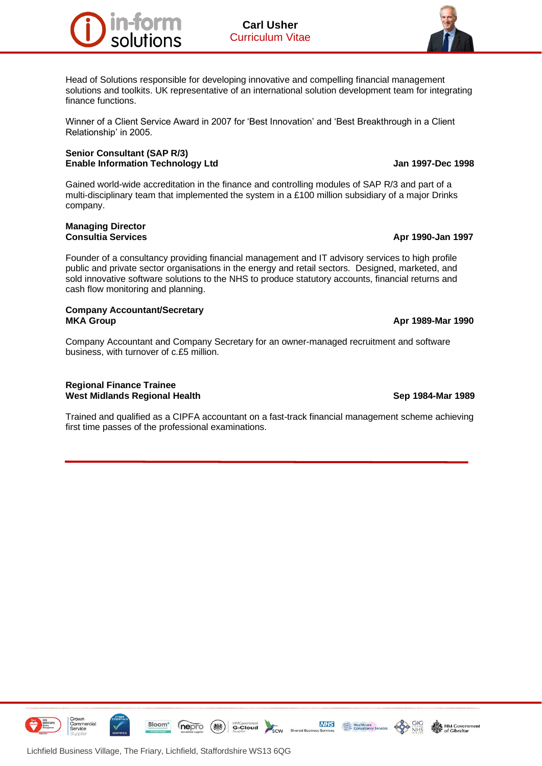Head of Solutions responsible for developing innovative and compelling financial management solutions and toolkits. UK representative of an international solution development team for integrating finance functions.

Winner of a Client Service Award in 2007 for 'Best Innovation' and 'Best Breakthrough in a Client Relationship' in 2005.

**Senior Consultant (SAP R/3)**
**Enable Information Technology Ltd** **Jan 1997-Dec 1998**

Gained world-wide accreditation in the finance and controlling modules of SAP R/3 and part of a multi-disciplinary team that implemented the system in a £100 million subsidiary of a major Drinks company.

**Managing Director**
**Consultia Services** **Apr 1990-Jan 1997**

Founder of a consultancy providing financial management and IT advisory services to high profile public and private sector organisations in the energy and retail sectors. Designed, marketed, and sold innovative software solutions to the NHS to produce statutory accounts, financial returns and cash flow monitoring and planning.

**Company Accountant/Secretary**
**MKA Group** **Apr 1989-Mar 1990**

Company Accountant and Company Secretary for an owner-managed recruitment and software business, with turnover of c.£5 million.

**Regional Finance Trainee**
**West Midlands Regional Health** **Sep 1984-Mar 1989**

Trained and qualified as a CIPFA accountant on a fast-track financial management scheme achieving first time passes of the professional examinations.